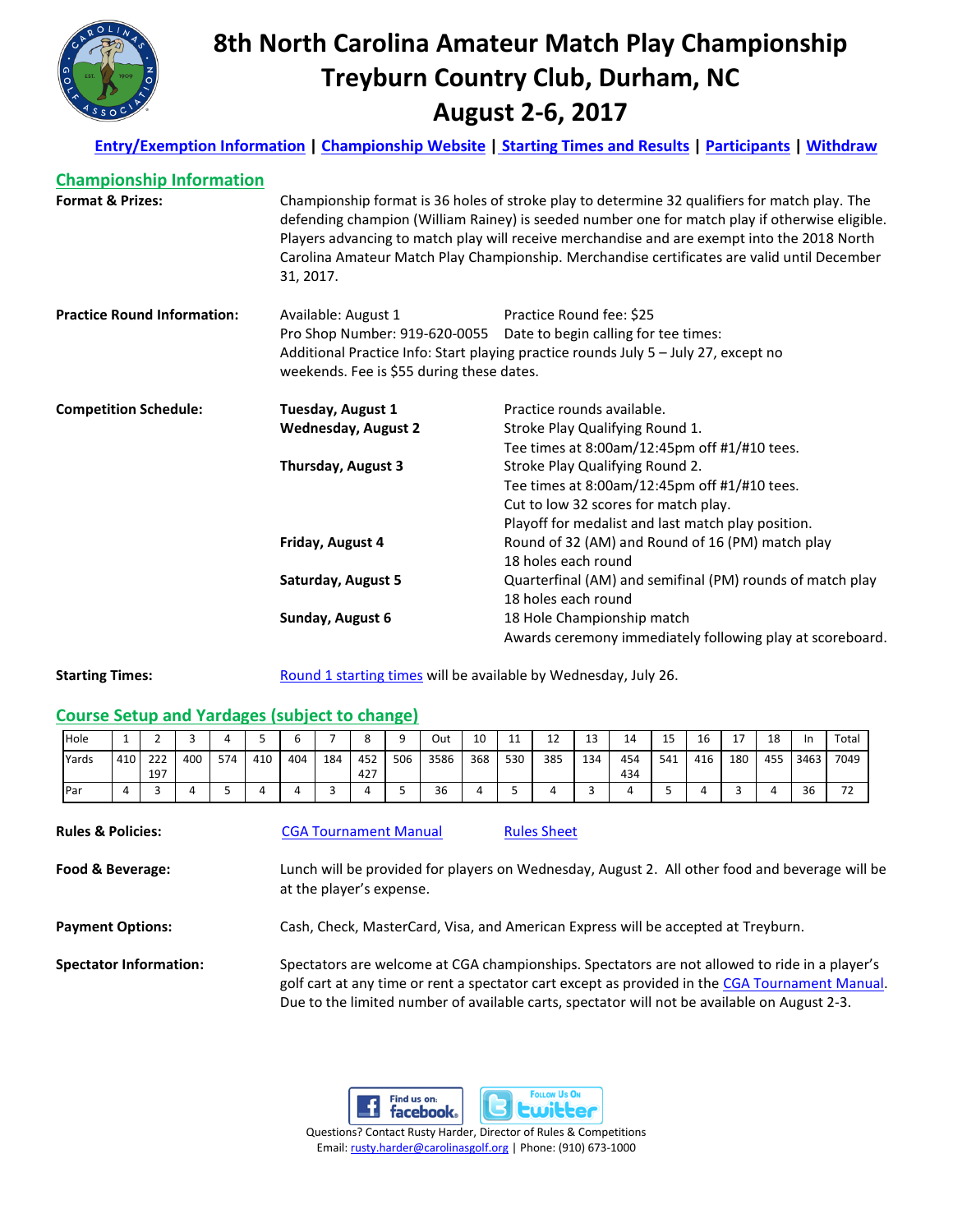# 8th North Carolina Amateur Match Play Championship
# Treyburn Country Club, Durham, NC
# August 2-6, 2017

**Entry/Exemption Information** | **Championship Website** | **Starting Times and Results** | **Participants** | **Withdraw**

## Championship Information

**Format & Prizes:** Championship format is 36 holes of stroke play to determine 32 qualifiers for match play. The defending champion (William Rainey) is seeded number one for match play if otherwise eligible. Players advancing to match play will receive merchandise and are exempt into the 2018 North Carolina Amateur Match Play Championship. Merchandise certificates are valid until December 31, 2017.

**Practice Round Information:**
Available: August 1
Practice Round fee: $25
Pro Shop Number: 919-620-0055
Date to begin calling for tee times:
Additional Practice Info: Start playing practice rounds July 5 – July 27, except no weekends. Fee is $55 during these dates.

**Competition Schedule:**

| | |
|---|---|
| **Tuesday, August 1** | Practice rounds available. |
| **Wednesday, August 2** | Stroke Play Qualifying Round 1.<br>Tee times at 8:00am/12:45pm off #1/#10 tees. |
| **Thursday, August 3** | Stroke Play Qualifying Round 2.<br>Tee times at 8:00am/12:45pm off #1/#10 tees.<br>Cut to low 32 scores for match play.<br>Playoff for medalist and last match play position. |
| **Friday, August 4** | Round of 32 (AM) and Round of 16 (PM) match play<br>18 holes each round |
| **Saturday, August 5** | Quarterfinal (AM) and semifinal (PM) rounds of match play<br>18 holes each round |
| **Sunday, August 6** | 18 Hole Championship match<br>Awards ceremony immediately following play at scoreboard. |

**Starting Times:** Round 1 starting times will be available by Wednesday, July 26.

## Course Setup and Yardages (subject to change)

| Hole | 1 | 2 | 3 | 4 | 5 | 6 | 7 | 8 | 9 | Out | 10 | 11 | 12 | 13 | 14 | 15 | 16 | 17 | 18 | In | Total |
|---|---|---|---|---|---|---|---|---|---|---|---|---|---|---|---|---|---|---|---|---|---|
| Yards | 410 | 222<br>197 | 400 | 574 | 410 | 404 | 184 | 452<br>427 | 506 | 3586 | 368 | 530 | 385 | 134 | 454<br>434 | 541 | 416 | 180 | 455 | 3463 | 7049 |
| Par | 4 | 3 | 4 | 5 | 4 | 4 | 3 | 4 | 5 | 36 | 4 | 5 | 4 | 3 | 4 | 5 | 4 | 3 | 4 | 36 | 72 |

**Rules & Policies:** CGA Tournament Manual    Rules Sheet

**Food & Beverage:** Lunch will be provided for players on Wednesday, August 2. All other food and beverage will be at the player's expense.

**Payment Options:** Cash, Check, MasterCard, Visa, and American Express will be accepted at Treyburn.

**Spectator Information:** Spectators are welcome at CGA championships. Spectators are not allowed to ride in a player's golf cart at any time or rent a spectator cart except as provided in the CGA Tournament Manual. Due to the limited number of available carts, spectator will not be available on August 2-3.

Questions? Contact Rusty Harder, Director of Rules & Competitions
Email: rusty.harder@carolinasgolf.org | Phone: (910) 673-1000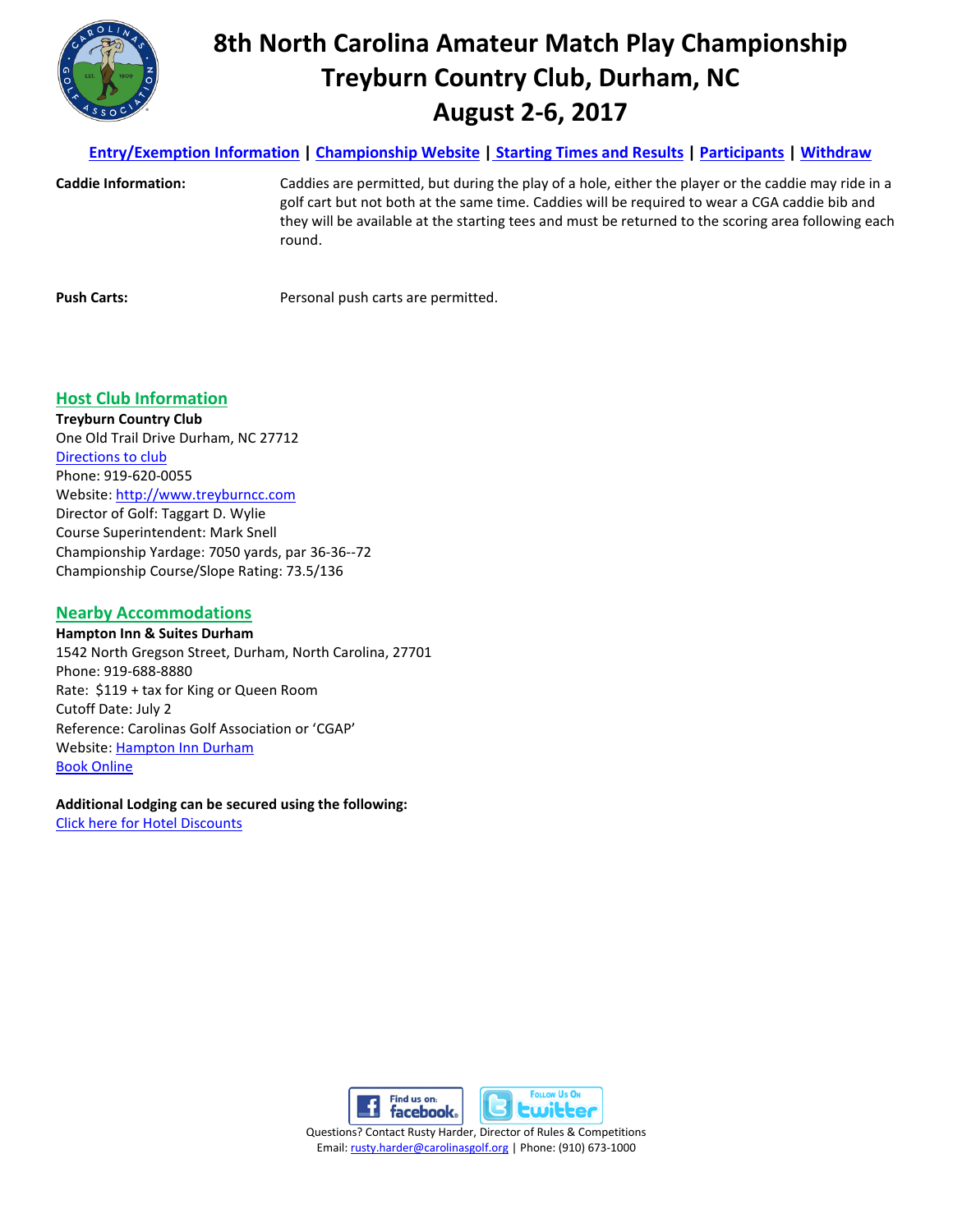# 8th North Carolina Amateur Match Play Championship
# Treyburn Country Club, Durham, NC
# August 2-6, 2017

**Entry/Exemption Information** | **Championship Website** | **Starting Times and Results** | **Participants** | **Withdraw**

| | |
|---|---|
| **Caddie Information:** | Caddies are permitted, but during the play of a hole, either the player or the caddie may ride in a golf cart but not both at the same time. Caddies will be required to wear a CGA caddie bib and they will be available at the starting tees and must be returned to the scoring area following each round. |
| **Push Carts:** | Personal push carts are permitted. |

## Host Club Information

**Treyburn Country Club**
One Old Trail Drive Durham, NC 27712
Directions to club
Phone: 919-620-0055
Website: http://www.treyburncc.com
Director of Golf: Taggart D. Wylie
Course Superintendent: Mark Snell
Championship Yardage: 7050 yards, par 36-36--72
Championship Course/Slope Rating: 73.5/136

## Nearby Accommodations

**Hampton Inn & Suites Durham**
1542 North Gregson Street, Durham, North Carolina, 27701
Phone: 919-688-8880
Rate: $119 + tax for King or Queen Room
Cutoff Date: July 2
Reference: Carolinas Golf Association or 'CGAP'
Website: Hampton Inn Durham
Book Online

**Additional Lodging can be secured using the following:**
Click here for Hotel Discounts

Questions? Contact Rusty Harder, Director of Rules & Competitions
Email: rusty.harder@carolinasgolf.org | Phone: (910) 673-1000